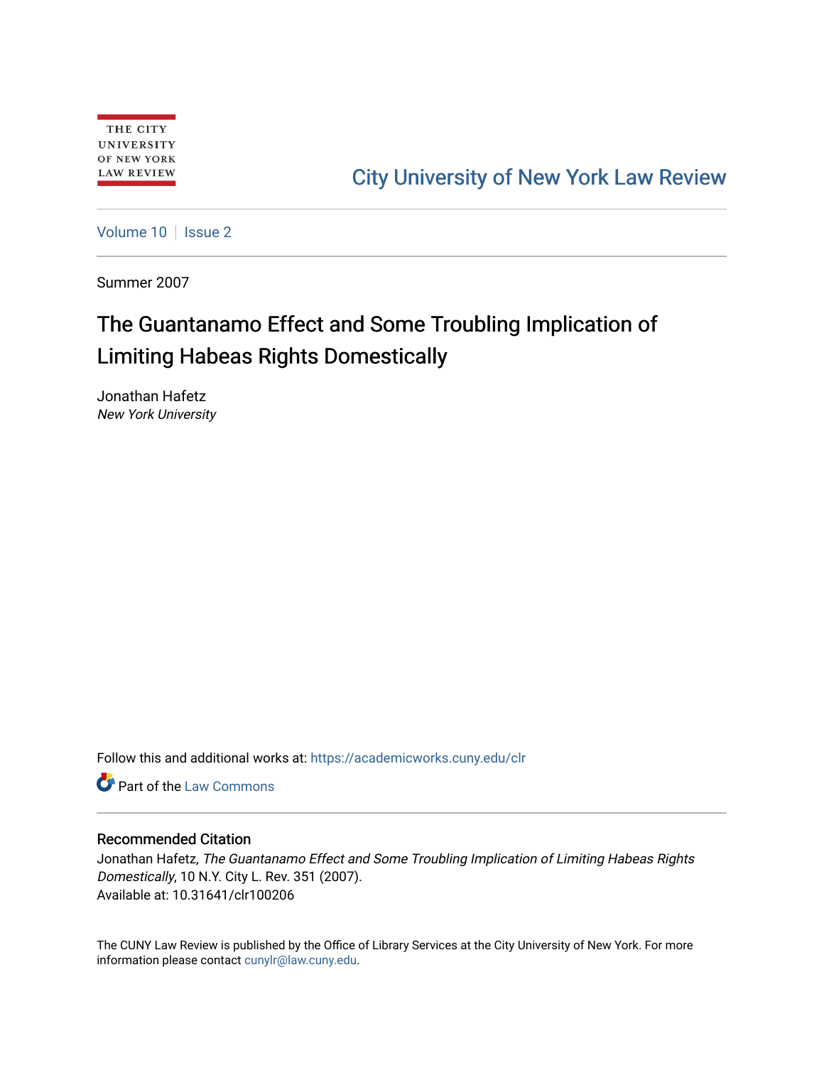THE CITY UNIVERSITY OF NEW YORK LAW REVIEW

City University of New York Law Review

Volume 10 | Issue 2

Summer 2007

# The Guantanamo Effect and Some Troubling Implication of Limiting Habeas Rights Domestically

Jonathan Hafetz
*New York University*

Follow this and additional works at: https://academicworks.cuny.edu/clr

Part of the Law Commons

## Recommended Citation

Jonathan Hafetz, *The Guantanamo Effect and Some Troubling Implication of Limiting Habeas Rights Domestically*, 10 N.Y. City L. Rev. 351 (2007).
Available at: 10.31641/clr100206

The CUNY Law Review is published by the Office of Library Services at the City University of New York. For more information please contact cunylr@law.cuny.edu.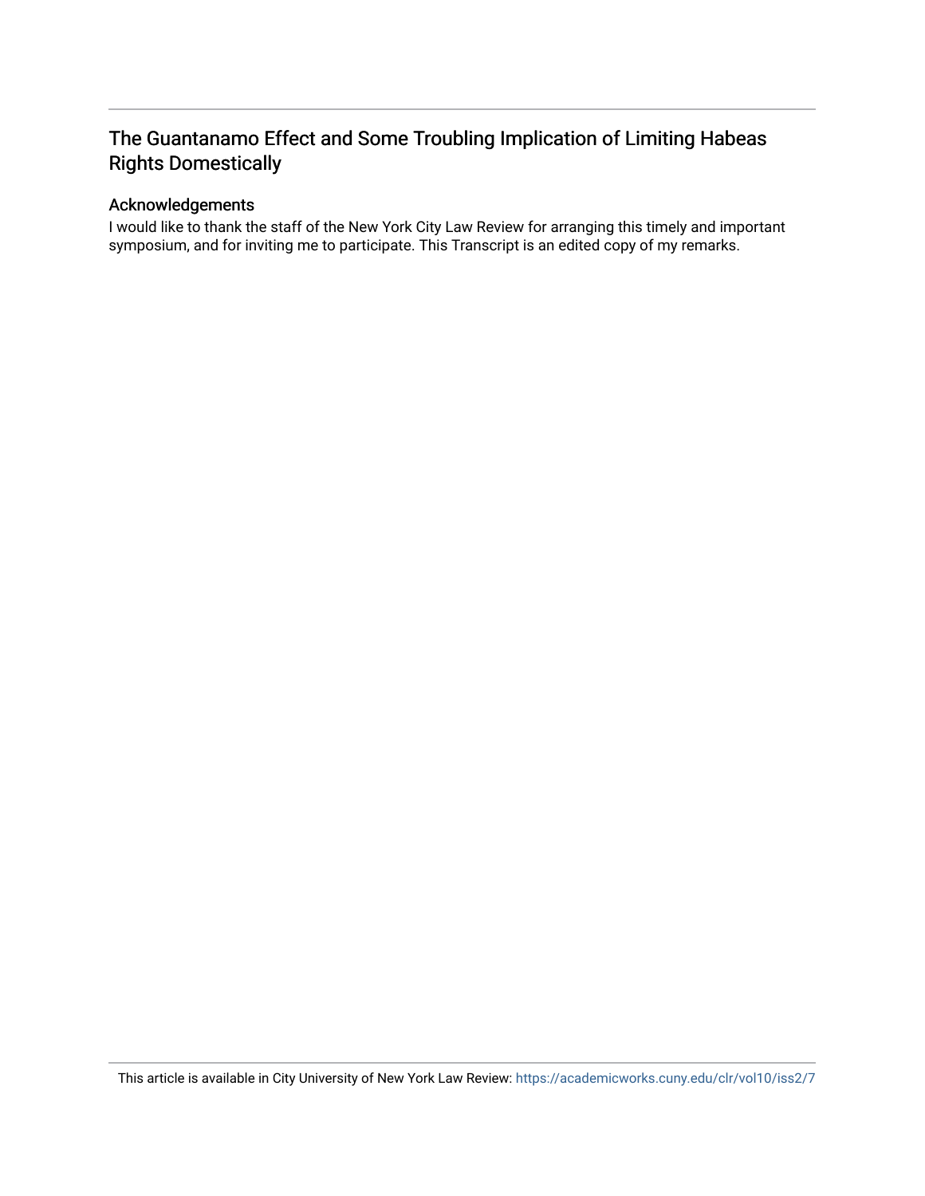## The Guantanamo Effect and Some Troubling Implication of Limiting Habeas Rights Domestically

### Acknowledgements

I would like to thank the staff of the New York City Law Review for arranging this timely and important symposium, and for inviting me to participate. This Transcript is an edited copy of my remarks.

This article is available in City University of New York Law Review: https://academicworks.cuny.edu/clr/vol10/iss2/7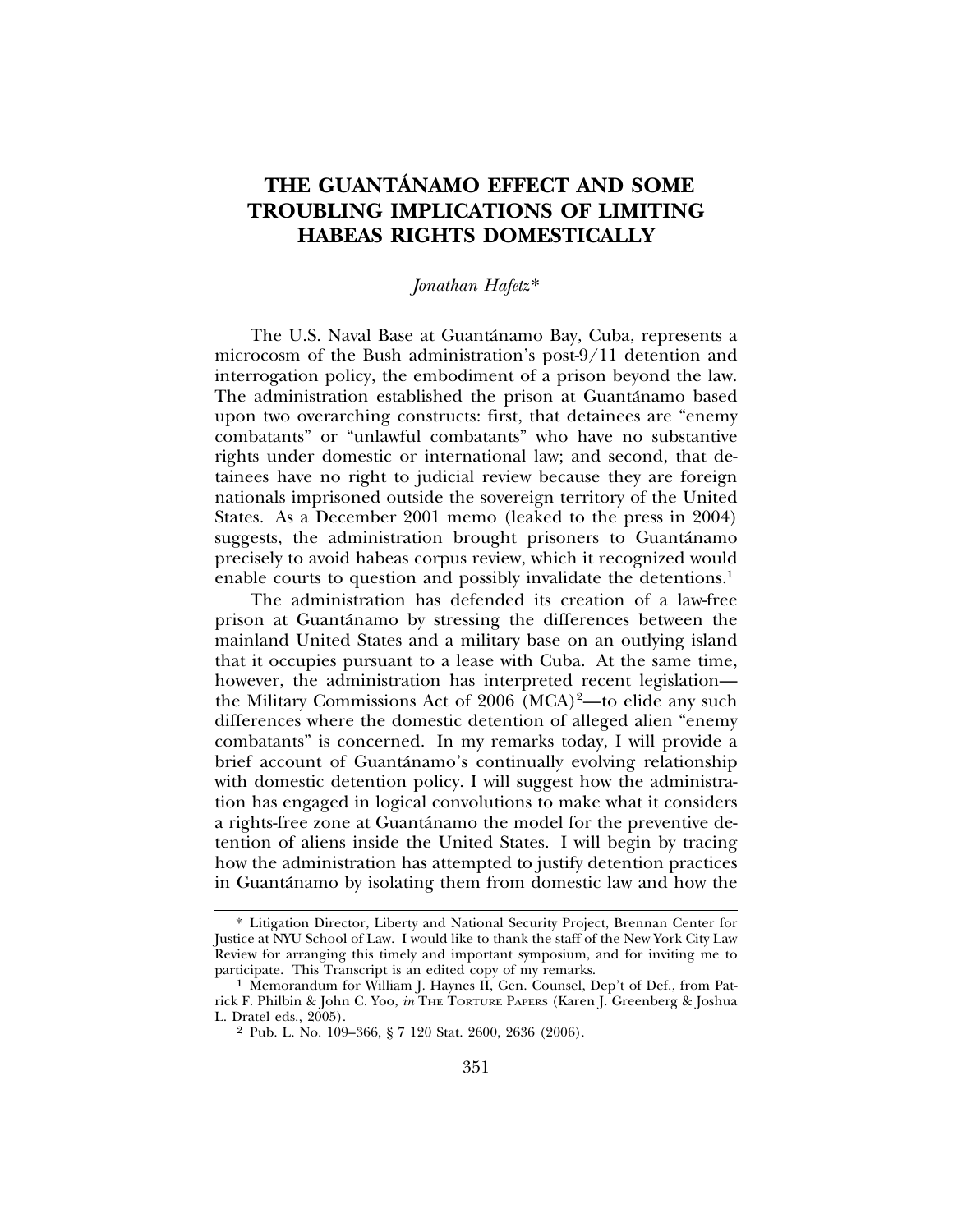# THE GUANTÁNAMO EFFECT AND SOME TROUBLING IMPLICATIONS OF LIMITING HABEAS RIGHTS DOMESTICALLY

*Jonathan Hafetz\**

The U.S. Naval Base at Guantánamo Bay, Cuba, represents a microcosm of the Bush administration's post-9/11 detention and interrogation policy, the embodiment of a prison beyond the law. The administration established the prison at Guantánamo based upon two overarching constructs: first, that detainees are "enemy combatants" or "unlawful combatants" who have no substantive rights under domestic or international law; and second, that detainees have no right to judicial review because they are foreign nationals imprisoned outside the sovereign territory of the United States. As a December 2001 memo (leaked to the press in 2004) suggests, the administration brought prisoners to Guantánamo precisely to avoid habeas corpus review, which it recognized would enable courts to question and possibly invalidate the detentions.[1]

The administration has defended its creation of a law-free prison at Guantánamo by stressing the differences between the mainland United States and a military base on an outlying island that it occupies pursuant to a lease with Cuba. At the same time, however, the administration has interpreted recent legislation—the Military Commissions Act of 2006 (MCA)[2]—to elide any such differences where the domestic detention of alleged alien "enemy combatants" is concerned. In my remarks today, I will provide a brief account of Guantánamo's continually evolving relationship with domestic detention policy. I will suggest how the administration has engaged in logical convolutions to make what it considers a rights-free zone at Guantánamo the model for the preventive detention of aliens inside the United States. I will begin by tracing how the administration has attempted to justify detention practices in Guantánamo by isolating them from domestic law and how the

---

\* Litigation Director, Liberty and National Security Project, Brennan Center for Justice at NYU School of Law. I would like to thank the staff of the New York City Law Review for arranging this timely and important symposium, and for inviting me to participate. This Transcript is an edited copy of my remarks.

[1] Memorandum for William J. Haynes II, Gen. Counsel, Dep't of Def., from Patrick F. Philbin & John C. Yoo, *in* THE TORTURE PAPERS (Karen J. Greenberg & Joshua L. Dratel eds., 2005).

[2] Pub. L. No. 109–366, § 7 120 Stat. 2600, 2636 (2006).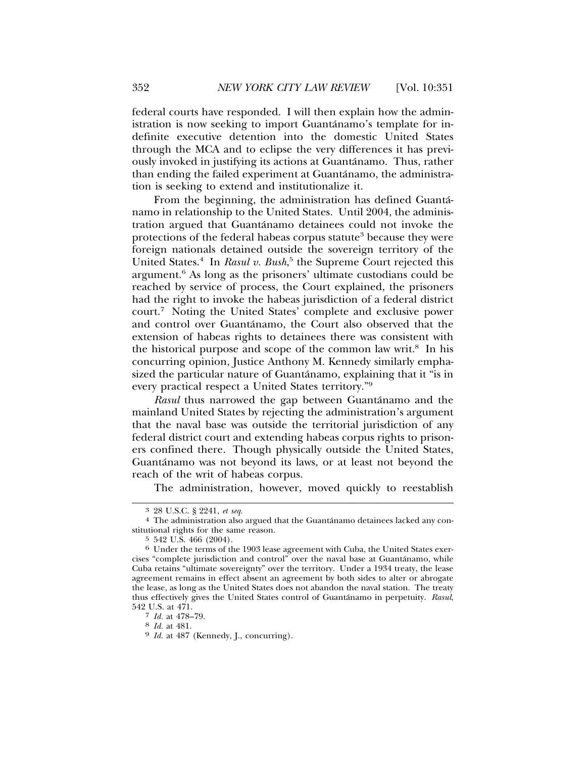federal courts have responded. I will then explain how the administration is now seeking to import Guantánamo's template for indefinite executive detention into the domestic United States through the MCA and to eclipse the very differences it has previously invoked in justifying its actions at Guantánamo. Thus, rather than ending the failed experiment at Guantánamo, the administration is seeking to extend and institutionalize it.

From the beginning, the administration has defined Guantánamo in relationship to the United States. Until 2004, the administration argued that Guantánamo detainees could not invoke the protections of the federal habeas corpus statute[3] because they were foreign nationals detained outside the sovereign territory of the United States.[4] In *Rasul v. Bush*,[5] the Supreme Court rejected this argument.[6] As long as the prisoners' ultimate custodians could be reached by service of process, the Court explained, the prisoners had the right to invoke the habeas jurisdiction of a federal district court.[7] Noting the United States' complete and exclusive power and control over Guantánamo, the Court also observed that the extension of habeas rights to detainees there was consistent with the historical purpose and scope of the common law writ.[8] In his concurring opinion, Justice Anthony M. Kennedy similarly emphasized the particular nature of Guantánamo, explaining that it "is in every practical respect a United States territory."[9]

*Rasul* thus narrowed the gap between Guantánamo and the mainland United States by rejecting the administration's argument that the naval base was outside the territorial jurisdiction of any federal district court and extending habeas corpus rights to prisoners confined there. Though physically outside the United States, Guantánamo was not beyond its laws, or at least not beyond the reach of the writ of habeas corpus.

The administration, however, moved quickly to reestablish

---

[3] 28 U.S.C. § 2241, *et seq.*

[4] The administration also argued that the Guantánamo detainees lacked any constitutional rights for the same reason.

[5] 542 U.S. 466 (2004).

[6] Under the terms of the 1903 lease agreement with Cuba, the United States exercises "complete jurisdiction and control" over the naval base at Guantánamo, while Cuba retains "ultimate sovereignty" over the territory. Under a 1934 treaty, the lease agreement remains in effect absent an agreement by both sides to alter or abrogate the lease, as long as the United States does not abandon the naval station. The treaty thus effectively gives the United States control of Guantánamo in perpetuity. *Rasul*, 542 U.S. at 471.

[7] *Id.* at 478–79.

[8] *Id.* at 481.

[9] *Id.* at 487 (Kennedy, J., concurring).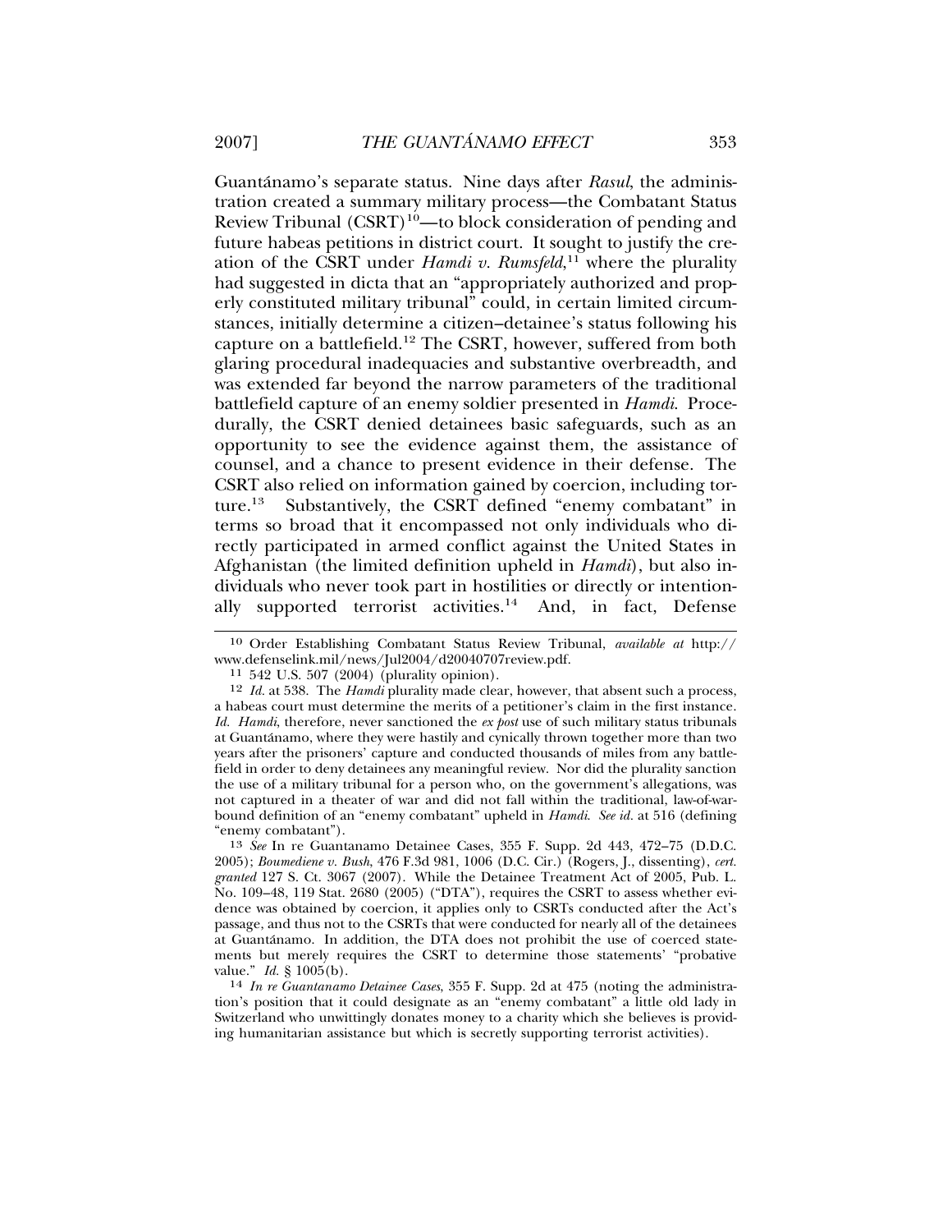Guantánamo's separate status. Nine days after *Rasul*, the administration created a summary military process—the Combatant Status Review Tribunal (CSRT)[10]—to block consideration of pending and future habeas petitions in district court. It sought to justify the creation of the CSRT under *Hamdi v. Rumsfeld*,[11] where the plurality had suggested in dicta that an "appropriately authorized and properly constituted military tribunal" could, in certain limited circumstances, initially determine a citizen–detainee's status following his capture on a battlefield.[12] The CSRT, however, suffered from both glaring procedural inadequacies and substantive overbreadth, and was extended far beyond the narrow parameters of the traditional battlefield capture of an enemy soldier presented in *Hamdi*. Procedurally, the CSRT denied detainees basic safeguards, such as an opportunity to see the evidence against them, the assistance of counsel, and a chance to present evidence in their defense. The CSRT also relied on information gained by coercion, including torture.[13] Substantively, the CSRT defined "enemy combatant" in terms so broad that it encompassed not only individuals who directly participated in armed conflict against the United States in Afghanistan (the limited definition upheld in *Hamdi*), but also individuals who never took part in hostilities or directly or intentionally supported terrorist activities.[14] And, in fact, Defense

---

[10] Order Establishing Combatant Status Review Tribunal, *available at* http://www.defenselink.mil/news/Jul2004/d20040707review.pdf.

[11] 542 U.S. 507 (2004) (plurality opinion).

[12] *Id.* at 538. The *Hamdi* plurality made clear, however, that absent such a process, a habeas court must determine the merits of a petitioner's claim in the first instance. *Id. Hamdi*, therefore, never sanctioned the *ex post* use of such military status tribunals at Guantánamo, where they were hastily and cynically thrown together more than two years after the prisoners' capture and conducted thousands of miles from any battlefield in order to deny detainees any meaningful review. Nor did the plurality sanction the use of a military tribunal for a person who, on the government's allegations, was not captured in a theater of war and did not fall within the traditional, law-of-war-bound definition of an "enemy combatant" upheld in *Hamdi*. *See id.* at 516 (defining "enemy combatant").

[13] *See* In re Guantanamo Detainee Cases, 355 F. Supp. 2d 443, 472–75 (D.D.C. 2005); *Boumediene v. Bush*, 476 F.3d 981, 1006 (D.C. Cir.) (Rogers, J., dissenting), *cert. granted* 127 S. Ct. 3067 (2007). While the Detainee Treatment Act of 2005, Pub. L. No. 109–48, 119 Stat. 2680 (2005) ("DTA"), requires the CSRT to assess whether evidence was obtained by coercion, it applies only to CSRTs conducted after the Act's passage, and thus not to the CSRTs that were conducted for nearly all of the detainees at Guantánamo. In addition, the DTA does not prohibit the use of coerced statements but merely requires the CSRT to determine those statements' "probative value." *Id.* § 1005(b).

[14] *In re Guantanamo Detainee Cases*, 355 F. Supp. 2d at 475 (noting the administration's position that it could designate as an "enemy combatant" a little old lady in Switzerland who unwittingly donates money to a charity which she believes is providing humanitarian assistance but which is secretly supporting terrorist activities).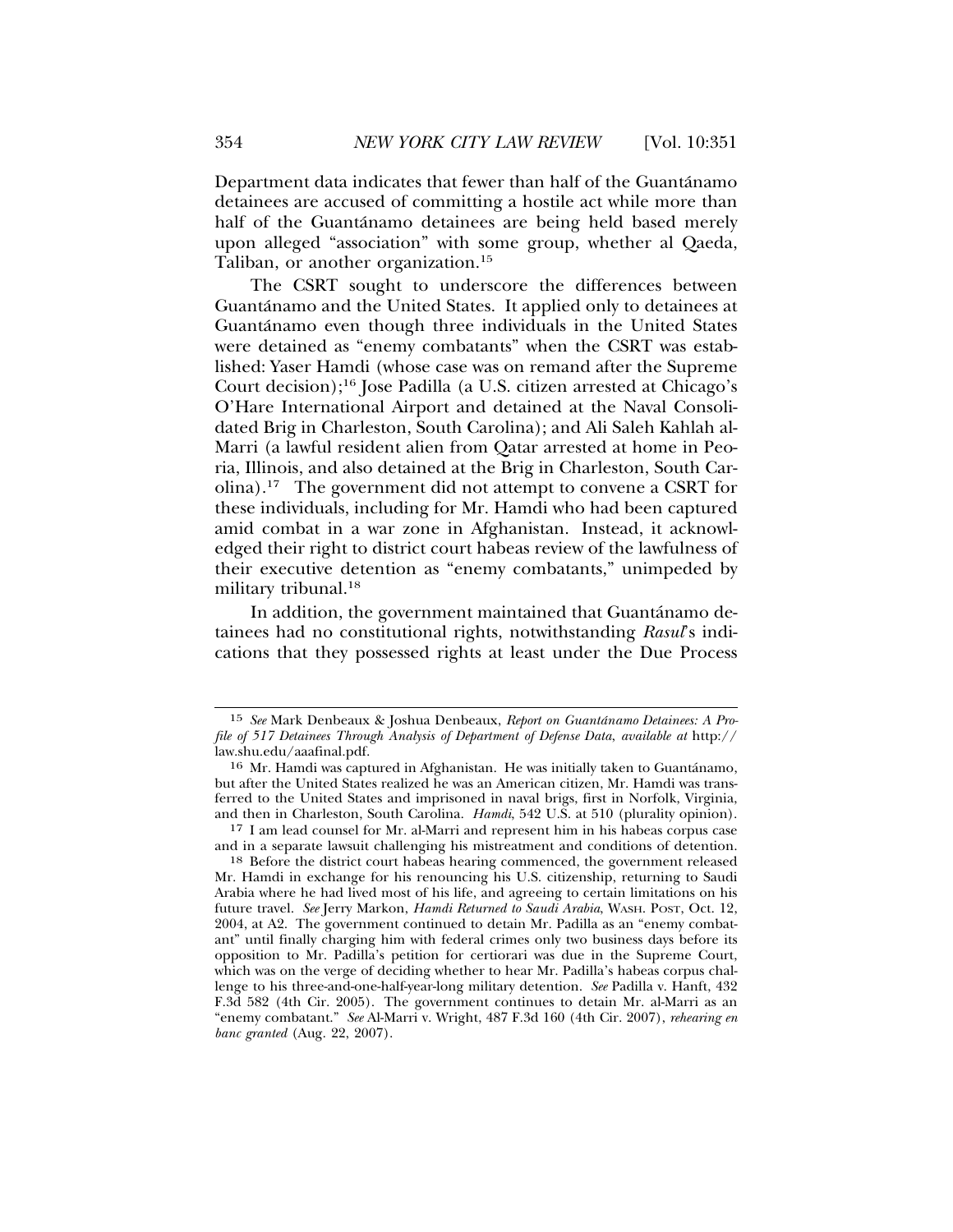Department data indicates that fewer than half of the Guantánamo detainees are accused of committing a hostile act while more than half of the Guantánamo detainees are being held based merely upon alleged "association" with some group, whether al Qaeda, Taliban, or another organization.[15]

The CSRT sought to underscore the differences between Guantánamo and the United States. It applied only to detainees at Guantánamo even though three individuals in the United States were detained as "enemy combatants" when the CSRT was established: Yaser Hamdi (whose case was on remand after the Supreme Court decision);[16] Jose Padilla (a U.S. citizen arrested at Chicago's O'Hare International Airport and detained at the Naval Consolidated Brig in Charleston, South Carolina); and Ali Saleh Kahlah al-Marri (a lawful resident alien from Qatar arrested at home in Peoria, Illinois, and also detained at the Brig in Charleston, South Carolina).[17] The government did not attempt to convene a CSRT for these individuals, including for Mr. Hamdi who had been captured amid combat in a war zone in Afghanistan. Instead, it acknowledged their right to district court habeas review of the lawfulness of their executive detention as "enemy combatants," unimpeded by military tribunal.[18]

In addition, the government maintained that Guantánamo detainees had no constitutional rights, notwithstanding *Rasul*'s indications that they possessed rights at least under the Due Process

---

[15] *See* Mark Denbeaux & Joshua Denbeaux, *Report on Guantánamo Detainees: A Profile of 517 Detainees Through Analysis of Department of Defense Data*, *available at* http://law.shu.edu/aaafinal.pdf.

[16] Mr. Hamdi was captured in Afghanistan. He was initially taken to Guantánamo, but after the United States realized he was an American citizen, Mr. Hamdi was transferred to the United States and imprisoned in naval brigs, first in Norfolk, Virginia, and then in Charleston, South Carolina. *Hamdi*, 542 U.S. at 510 (plurality opinion).

[17] I am lead counsel for Mr. al-Marri and represent him in his habeas corpus case and in a separate lawsuit challenging his mistreatment and conditions of detention.

[18] Before the district court habeas hearing commenced, the government released Mr. Hamdi in exchange for his renouncing his U.S. citizenship, returning to Saudi Arabia where he had lived most of his life, and agreeing to certain limitations on his future travel. *See* Jerry Markon, *Hamdi Returned to Saudi Arabia*, WASH. POST, Oct. 12, 2004, at A2. The government continued to detain Mr. Padilla as an "enemy combatant" until finally charging him with federal crimes only two business days before its opposition to Mr. Padilla's petition for certiorari was due in the Supreme Court, which was on the verge of deciding whether to hear Mr. Padilla's habeas corpus challenge to his three-and-one-half-year-long military detention. *See* Padilla v. Hanft, 432 F.3d 582 (4th Cir. 2005). The government continues to detain Mr. al-Marri as an "enemy combatant." *See* Al-Marri v. Wright, 487 F.3d 160 (4th Cir. 2007), *rehearing en banc granted* (Aug. 22, 2007).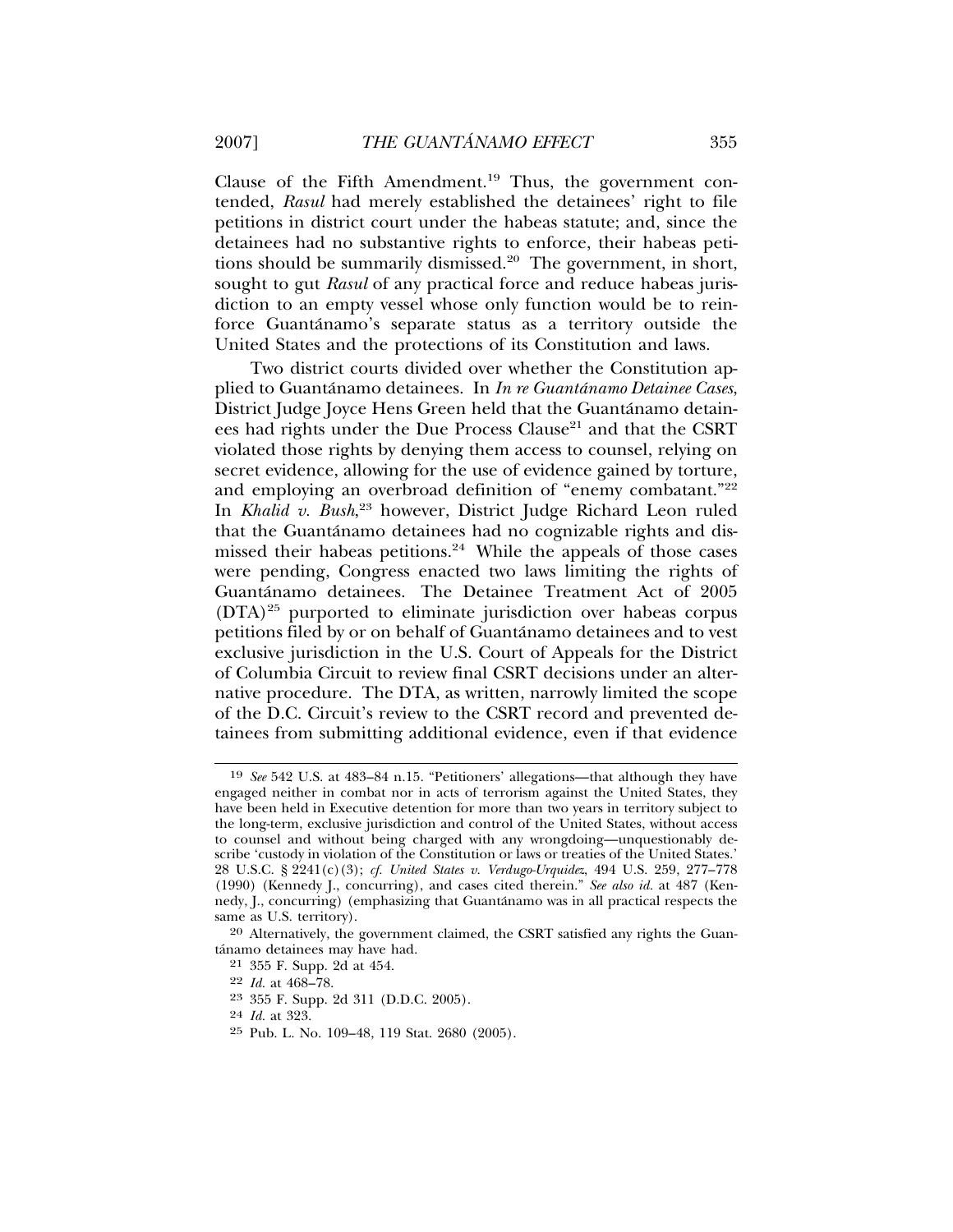Clause of the Fifth Amendment.[19] Thus, the government contended, *Rasul* had merely established the detainees' right to file petitions in district court under the habeas statute; and, since the detainees had no substantive rights to enforce, their habeas petitions should be summarily dismissed.[20] The government, in short, sought to gut *Rasul* of any practical force and reduce habeas jurisdiction to an empty vessel whose only function would be to reinforce Guantánamo's separate status as a territory outside the United States and the protections of its Constitution and laws.

Two district courts divided over whether the Constitution applied to Guantánamo detainees. In *In re Guantánamo Detainee Cases*, District Judge Joyce Hens Green held that the Guantánamo detainees had rights under the Due Process Clause[21] and that the CSRT violated those rights by denying them access to counsel, relying on secret evidence, allowing for the use of evidence gained by torture, and employing an overbroad definition of "enemy combatant."[22] In *Khalid v. Bush*,[23] however, District Judge Richard Leon ruled that the Guantánamo detainees had no cognizable rights and dismissed their habeas petitions.[24] While the appeals of those cases were pending, Congress enacted two laws limiting the rights of Guantánamo detainees. The Detainee Treatment Act of 2005 (DTA)[25] purported to eliminate jurisdiction over habeas corpus petitions filed by or on behalf of Guantánamo detainees and to vest exclusive jurisdiction in the U.S. Court of Appeals for the District of Columbia Circuit to review final CSRT decisions under an alternative procedure. The DTA, as written, narrowly limited the scope of the D.C. Circuit's review to the CSRT record and prevented detainees from submitting additional evidence, even if that evidence

---

[19] *See* 542 U.S. at 483–84 n.15. "Petitioners' allegations—that although they have engaged neither in combat nor in acts of terrorism against the United States, they have been held in Executive detention for more than two years in territory subject to the long-term, exclusive jurisdiction and control of the United States, without access to counsel and without being charged with any wrongdoing—unquestionably describe 'custody in violation of the Constitution or laws or treaties of the United States.' 28 U.S.C. § 2241(c)(3); *cf. United States v. Verdugo-Urquidez*, 494 U.S. 259, 277–778 (1990) (Kennedy J., concurring), and cases cited therein." *See also id.* at 487 (Kennedy, J., concurring) (emphasizing that Guantánamo was in all practical respects the same as U.S. territory).

[20] Alternatively, the government claimed, the CSRT satisfied any rights the Guantánamo detainees may have had.

[21] 355 F. Supp. 2d at 454.

[22] *Id.* at 468–78.

[23] 355 F. Supp. 2d 311 (D.D.C. 2005).

[24] *Id.* at 323.

[25] Pub. L. No. 109–48, 119 Stat. 2680 (2005).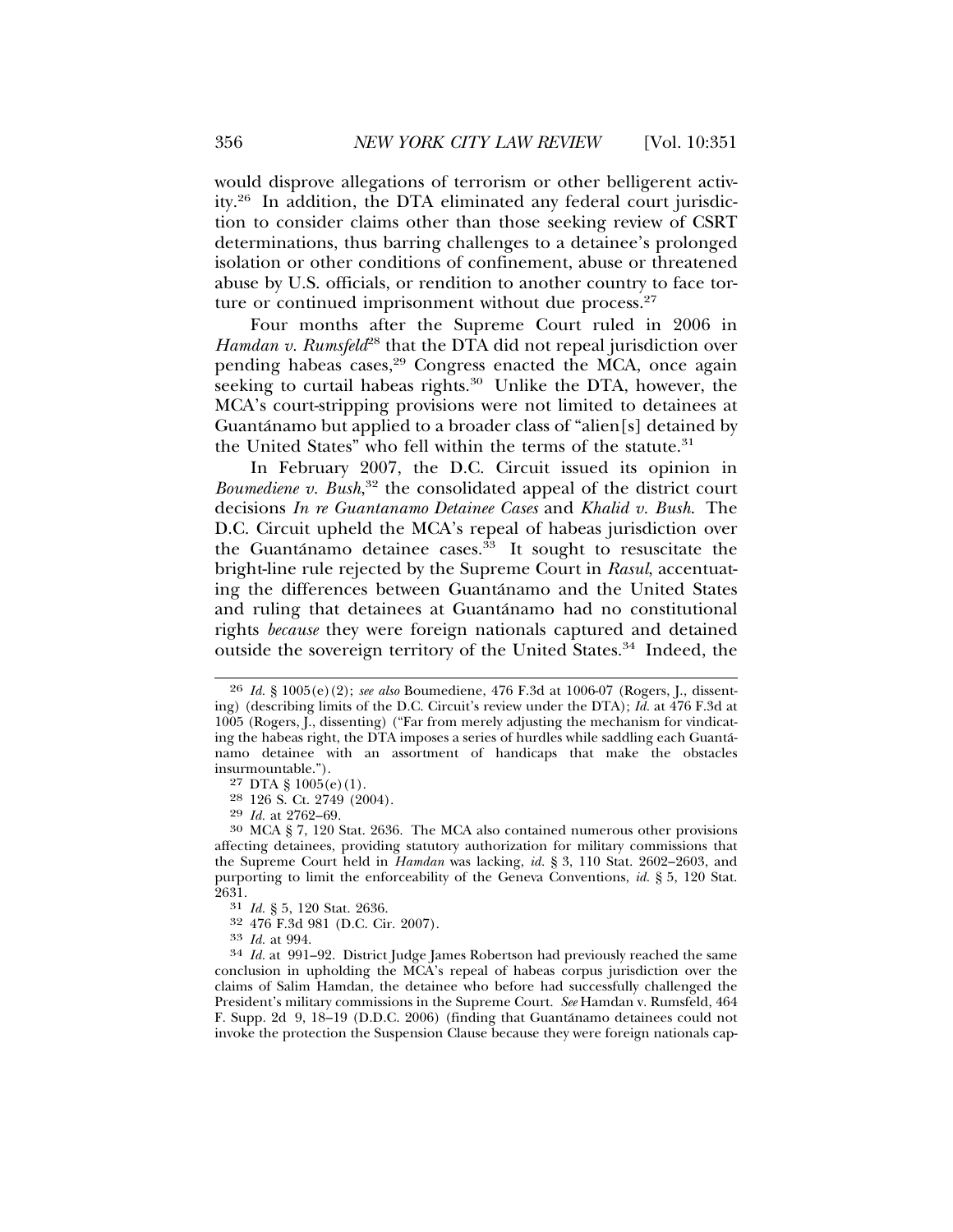would disprove allegations of terrorism or other belligerent activity.[26] In addition, the DTA eliminated any federal court jurisdiction to consider claims other than those seeking review of CSRT determinations, thus barring challenges to a detainee's prolonged isolation or other conditions of confinement, abuse or threatened abuse by U.S. officials, or rendition to another country to face torture or continued imprisonment without due process.[27]

Four months after the Supreme Court ruled in 2006 in *Hamdan v. Rumsfeld*[28] that the DTA did not repeal jurisdiction over pending habeas cases,[29] Congress enacted the MCA, once again seeking to curtail habeas rights.[30] Unlike the DTA, however, the MCA's court-stripping provisions were not limited to detainees at Guantánamo but applied to a broader class of "alien[s] detained by the United States" who fell within the terms of the statute.[31]

In February 2007, the D.C. Circuit issued its opinion in *Boumediene v. Bush*,[32] the consolidated appeal of the district court decisions *In re Guantanamo Detainee Cases* and *Khalid v. Bush*. The D.C. Circuit upheld the MCA's repeal of habeas jurisdiction over the Guantánamo detainee cases.[33] It sought to resuscitate the bright-line rule rejected by the Supreme Court in *Rasul*, accentuating the differences between Guantánamo and the United States and ruling that detainees at Guantánamo had no constitutional rights *because* they were foreign nationals captured and detained outside the sovereign territory of the United States.[34] Indeed, the

---

[26] *Id.* § 1005(e)(2); *see also* Boumediene, 476 F.3d at 1006-07 (Rogers, J., dissenting) (describing limits of the D.C. Circuit's review under the DTA); *Id.* at 476 F.3d at 1005 (Rogers, J., dissenting) ("Far from merely adjusting the mechanism for vindicating the habeas right, the DTA imposes a series of hurdles while saddling each Guantánamo detainee with an assortment of handicaps that make the obstacles insurmountable.").

[27] DTA § 1005(e)(1).

[28] 126 S. Ct. 2749 (2004).

[29] *Id.* at 2762–69.

[30] MCA § 7, 120 Stat. 2636. The MCA also contained numerous other provisions affecting detainees, providing statutory authorization for military commissions that the Supreme Court held in *Hamdan* was lacking, *id.* § 3, 110 Stat. 2602–2603, and purporting to limit the enforceability of the Geneva Conventions, *id.* § 5, 120 Stat. 2631.

[31] *Id.* § 5, 120 Stat. 2636.

[32] 476 F.3d 981 (D.C. Cir. 2007).

[33] *Id.* at 994.

[34] *Id.* at 991–92. District Judge James Robertson had previously reached the same conclusion in upholding the MCA's repeal of habeas corpus jurisdiction over the claims of Salim Hamdan, the detainee who before had successfully challenged the President's military commissions in the Supreme Court. *See* Hamdan v. Rumsfeld, 464 F. Supp. 2d 9, 18–19 (D.D.C. 2006) (finding that Guantánamo detainees could not invoke the protection the Suspension Clause because they were foreign nationals cap-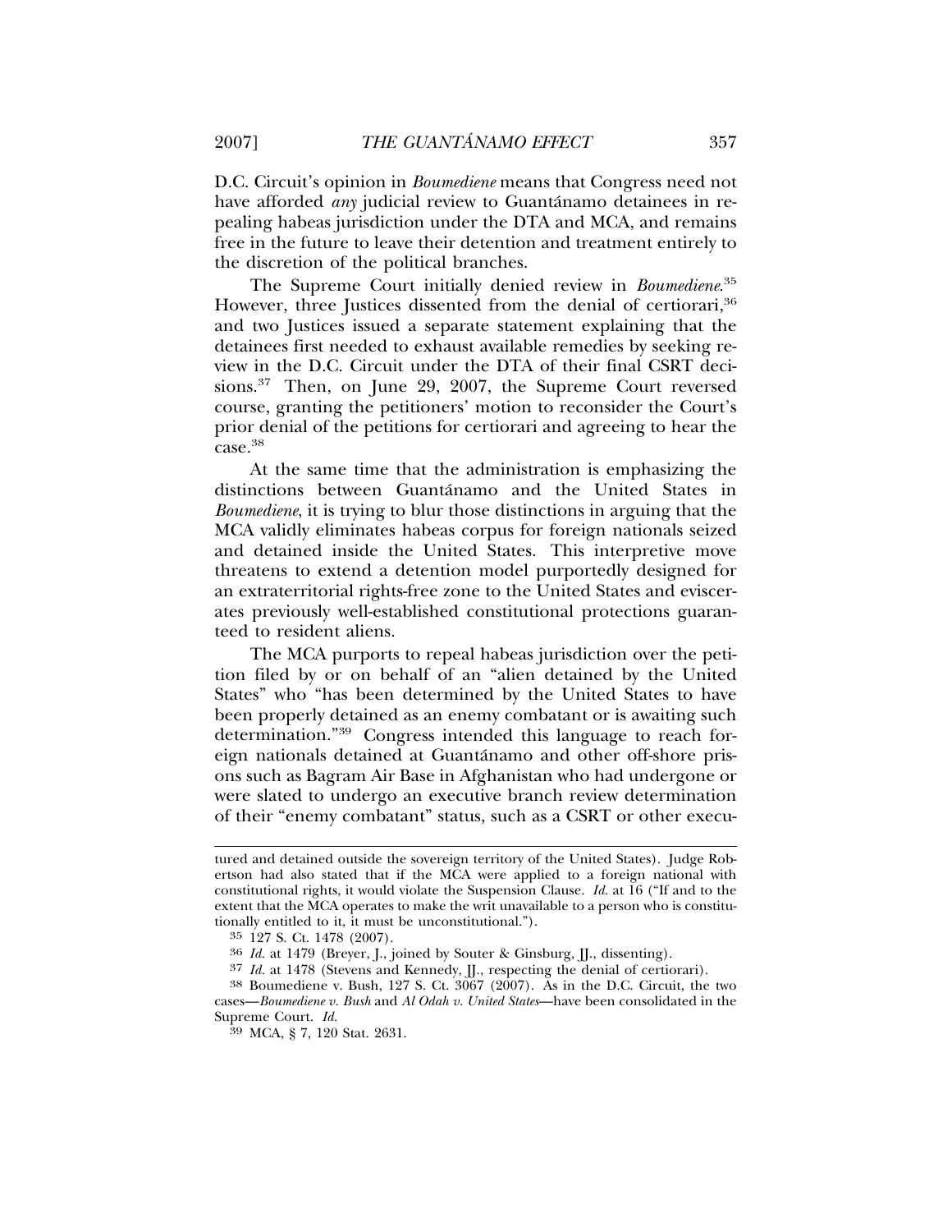D.C. Circuit's opinion in *Boumediene* means that Congress need not have afforded *any* judicial review to Guantánamo detainees in repealing habeas jurisdiction under the DTA and MCA, and remains free in the future to leave their detention and treatment entirely to the discretion of the political branches.

The Supreme Court initially denied review in *Boumediene*.[35] However, three Justices dissented from the denial of certiorari,[36] and two Justices issued a separate statement explaining that the detainees first needed to exhaust available remedies by seeking review in the D.C. Circuit under the DTA of their final CSRT decisions.[37] Then, on June 29, 2007, the Supreme Court reversed course, granting the petitioners' motion to reconsider the Court's prior denial of the petitions for certiorari and agreeing to hear the case.[38]

At the same time that the administration is emphasizing the distinctions between Guantánamo and the United States in *Boumediene*, it is trying to blur those distinctions in arguing that the MCA validly eliminates habeas corpus for foreign nationals seized and detained inside the United States. This interpretive move threatens to extend a detention model purportedly designed for an extraterritorial rights-free zone to the United States and eviscerates previously well-established constitutional protections guaranteed to resident aliens.

The MCA purports to repeal habeas jurisdiction over the petition filed by or on behalf of an "alien detained by the United States" who "has been determined by the United States to have been properly detained as an enemy combatant or is awaiting such determination."[39] Congress intended this language to reach foreign nationals detained at Guantánamo and other off-shore prisons such as Bagram Air Base in Afghanistan who had undergone or were slated to undergo an executive branch review determination of their "enemy combatant" status, such as a CSRT or other execu-

---

tured and detained outside the sovereign territory of the United States). Judge Robertson had also stated that if the MCA were applied to a foreign national with constitutional rights, it would violate the Suspension Clause. *Id.* at 16 ("If and to the extent that the MCA operates to make the writ unavailable to a person who is constitutionally entitled to it, it must be unconstitutional.").

[35] 127 S. Ct. 1478 (2007).

[36] *Id.* at 1479 (Breyer, J., joined by Souter & Ginsburg, JJ., dissenting).

[37] *Id.* at 1478 (Stevens and Kennedy, JJ., respecting the denial of certiorari).

[38] Boumediene v. Bush, 127 S. Ct. 3067 (2007). As in the D.C. Circuit, the two cases—*Boumediene v. Bush* and *Al Odah v. United States*—have been consolidated in the Supreme Court. *Id.*

[39] MCA, § 7, 120 Stat. 2631.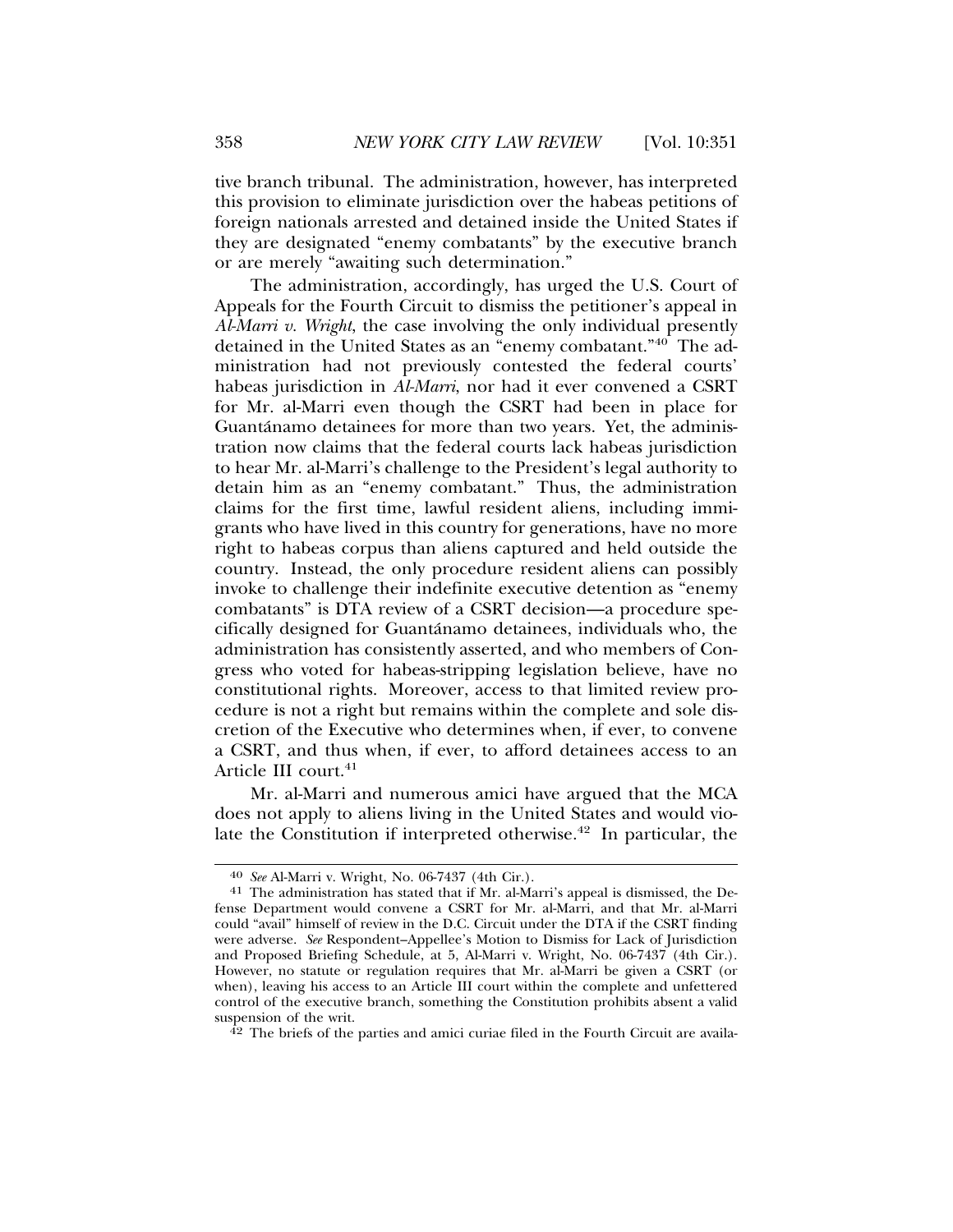tive branch tribunal. The administration, however, has interpreted this provision to eliminate jurisdiction over the habeas petitions of foreign nationals arrested and detained inside the United States if they are designated "enemy combatants" by the executive branch or are merely "awaiting such determination."

The administration, accordingly, has urged the U.S. Court of Appeals for the Fourth Circuit to dismiss the petitioner's appeal in *Al-Marri v. Wright*, the case involving the only individual presently detained in the United States as an "enemy combatant."[40] The administration had not previously contested the federal courts' habeas jurisdiction in *Al-Marri*, nor had it ever convened a CSRT for Mr. al-Marri even though the CSRT had been in place for Guantánamo detainees for more than two years. Yet, the administration now claims that the federal courts lack habeas jurisdiction to hear Mr. al-Marri's challenge to the President's legal authority to detain him as an "enemy combatant." Thus, the administration claims for the first time, lawful resident aliens, including immigrants who have lived in this country for generations, have no more right to habeas corpus than aliens captured and held outside the country. Instead, the only procedure resident aliens can possibly invoke to challenge their indefinite executive detention as "enemy combatants" is DTA review of a CSRT decision—a procedure specifically designed for Guantánamo detainees, individuals who, the administration has consistently asserted, and who members of Congress who voted for habeas-stripping legislation believe, have no constitutional rights. Moreover, access to that limited review procedure is not a right but remains within the complete and sole discretion of the Executive who determines when, if ever, to convene a CSRT, and thus when, if ever, to afford detainees access to an Article III court.[41]

Mr. al-Marri and numerous amici have argued that the MCA does not apply to aliens living in the United States and would violate the Constitution if interpreted otherwise.[42] In particular, the

---

[40] *See* Al-Marri v. Wright, No. 06-7437 (4th Cir.).

[41] The administration has stated that if Mr. al-Marri's appeal is dismissed, the Defense Department would convene a CSRT for Mr. al-Marri, and that Mr. al-Marri could "avail" himself of review in the D.C. Circuit under the DTA if the CSRT finding were adverse. *See* Respondent–Appellee's Motion to Dismiss for Lack of Jurisdiction and Proposed Briefing Schedule, at 5, Al-Marri v. Wright, No. 06-7437 (4th Cir.). However, no statute or regulation requires that Mr. al-Marri be given a CSRT (or when), leaving his access to an Article III court within the complete and unfettered control of the executive branch, something the Constitution prohibits absent a valid suspension of the writ.

[42] The briefs of the parties and amici curiae filed in the Fourth Circuit are availa-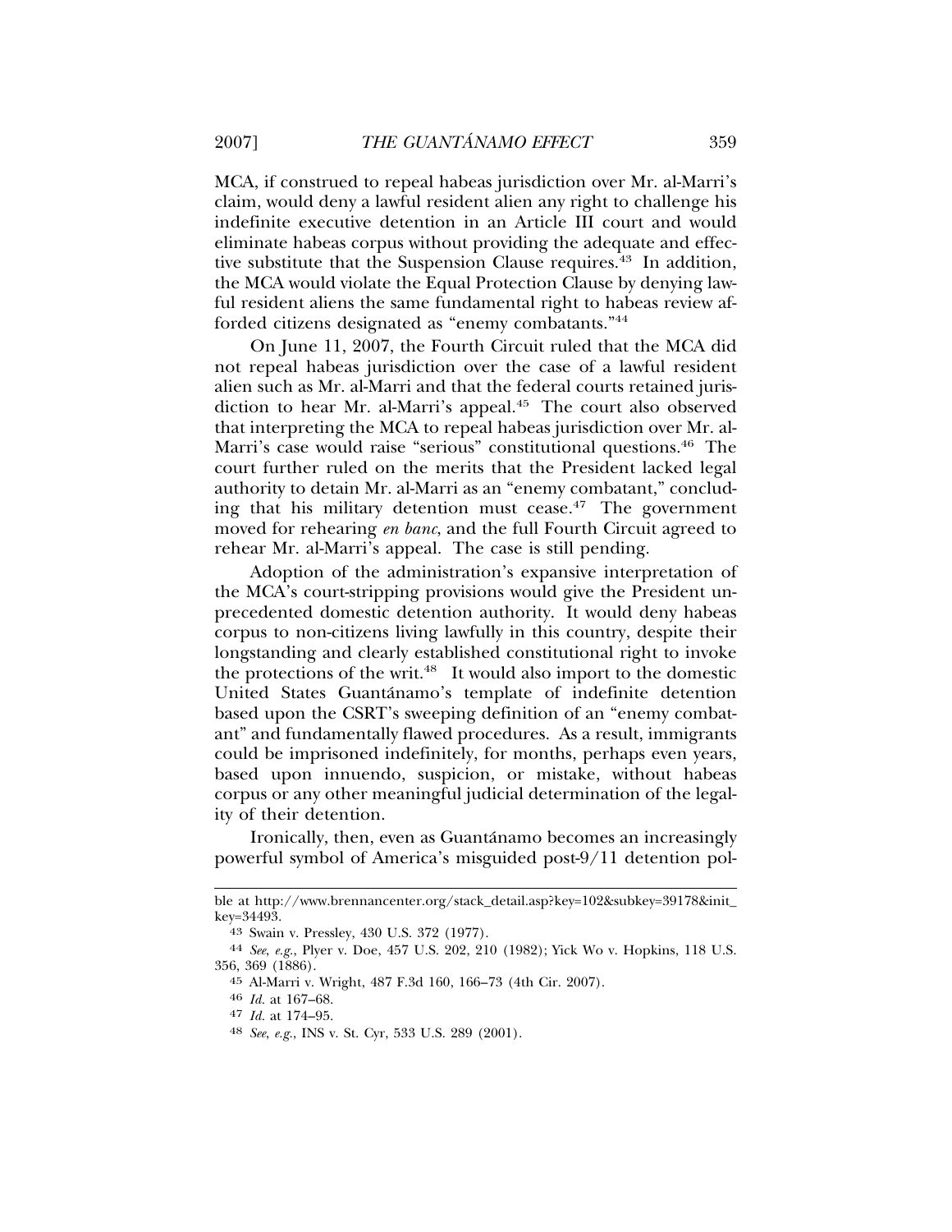MCA, if construed to repeal habeas jurisdiction over Mr. al-Marri's claim, would deny a lawful resident alien any right to challenge his indefinite executive detention in an Article III court and would eliminate habeas corpus without providing the adequate and effective substitute that the Suspension Clause requires.[43] In addition, the MCA would violate the Equal Protection Clause by denying lawful resident aliens the same fundamental right to habeas review afforded citizens designated as "enemy combatants."[44]

On June 11, 2007, the Fourth Circuit ruled that the MCA did not repeal habeas jurisdiction over the case of a lawful resident alien such as Mr. al-Marri and that the federal courts retained jurisdiction to hear Mr. al-Marri's appeal.[45] The court also observed that interpreting the MCA to repeal habeas jurisdiction over Mr. al-Marri's case would raise "serious" constitutional questions.[46] The court further ruled on the merits that the President lacked legal authority to detain Mr. al-Marri as an "enemy combatant," concluding that his military detention must cease.[47] The government moved for rehearing *en banc*, and the full Fourth Circuit agreed to rehear Mr. al-Marri's appeal. The case is still pending.

Adoption of the administration's expansive interpretation of the MCA's court-stripping provisions would give the President unprecedented domestic detention authority. It would deny habeas corpus to non-citizens living lawfully in this country, despite their longstanding and clearly established constitutional right to invoke the protections of the writ.[48] It would also import to the domestic United States Guantánamo's template of indefinite detention based upon the CSRT's sweeping definition of an "enemy combatant" and fundamentally flawed procedures. As a result, immigrants could be imprisoned indefinitely, for months, perhaps even years, based upon innuendo, suspicion, or mistake, without habeas corpus or any other meaningful judicial determination of the legality of their detention.

Ironically, then, even as Guantánamo becomes an increasingly powerful symbol of America's misguided post-9/11 detention pol-

---

ble at http://www.brennancenter.org/stack_detail.asp?key=102&subkey=39178&init_key=34493.

[43] Swain v. Pressley, 430 U.S. 372 (1977).

[44] *See, e.g.*, Plyer v. Doe, 457 U.S. 202, 210 (1982); Yick Wo v. Hopkins, 118 U.S. 356, 369 (1886).

[45] Al-Marri v. Wright, 487 F.3d 160, 166–73 (4th Cir. 2007).

[46] *Id.* at 167–68.

[47] *Id.* at 174–95.

[48] *See, e.g.*, INS v. St. Cyr, 533 U.S. 289 (2001).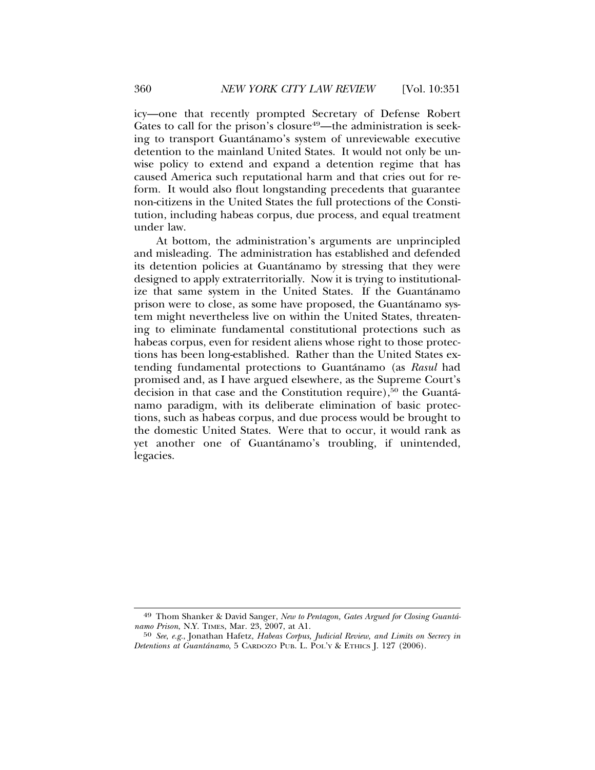icy—one that recently prompted Secretary of Defense Robert Gates to call for the prison's closure[49]—the administration is seeking to transport Guantánamo's system of unreviewable executive detention to the mainland United States. It would not only be unwise policy to extend and expand a detention regime that has caused America such reputational harm and that cries out for reform. It would also flout longstanding precedents that guarantee non-citizens in the United States the full protections of the Constitution, including habeas corpus, due process, and equal treatment under law.

At bottom, the administration's arguments are unprincipled and misleading. The administration has established and defended its detention policies at Guantánamo by stressing that they were designed to apply extraterritorially. Now it is trying to institutionalize that same system in the United States. If the Guantánamo prison were to close, as some have proposed, the Guantánamo system might nevertheless live on within the United States, threatening to eliminate fundamental constitutional protections such as habeas corpus, even for resident aliens whose right to those protections has been long-established. Rather than the United States extending fundamental protections to Guantánamo (as *Rasul* had promised and, as I have argued elsewhere, as the Supreme Court's decision in that case and the Constitution require),[50] the Guantánamo paradigm, with its deliberate elimination of basic protections, such as habeas corpus, and due process would be brought to the domestic United States. Were that to occur, it would rank as yet another one of Guantánamo's troubling, if unintended, legacies.

---

[49] Thom Shanker & David Sanger, *New to Pentagon, Gates Argued for Closing Guantánamo Prison*, N.Y. TIMES, Mar. 23, 2007, at A1.

[50] *See, e.g.*, Jonathan Hafetz, *Habeas Corpus, Judicial Review, and Limits on Secrecy in Detentions at Guantánamo*, 5 CARDOZO PUB. L. POL'Y & ETHICS J. 127 (2006).